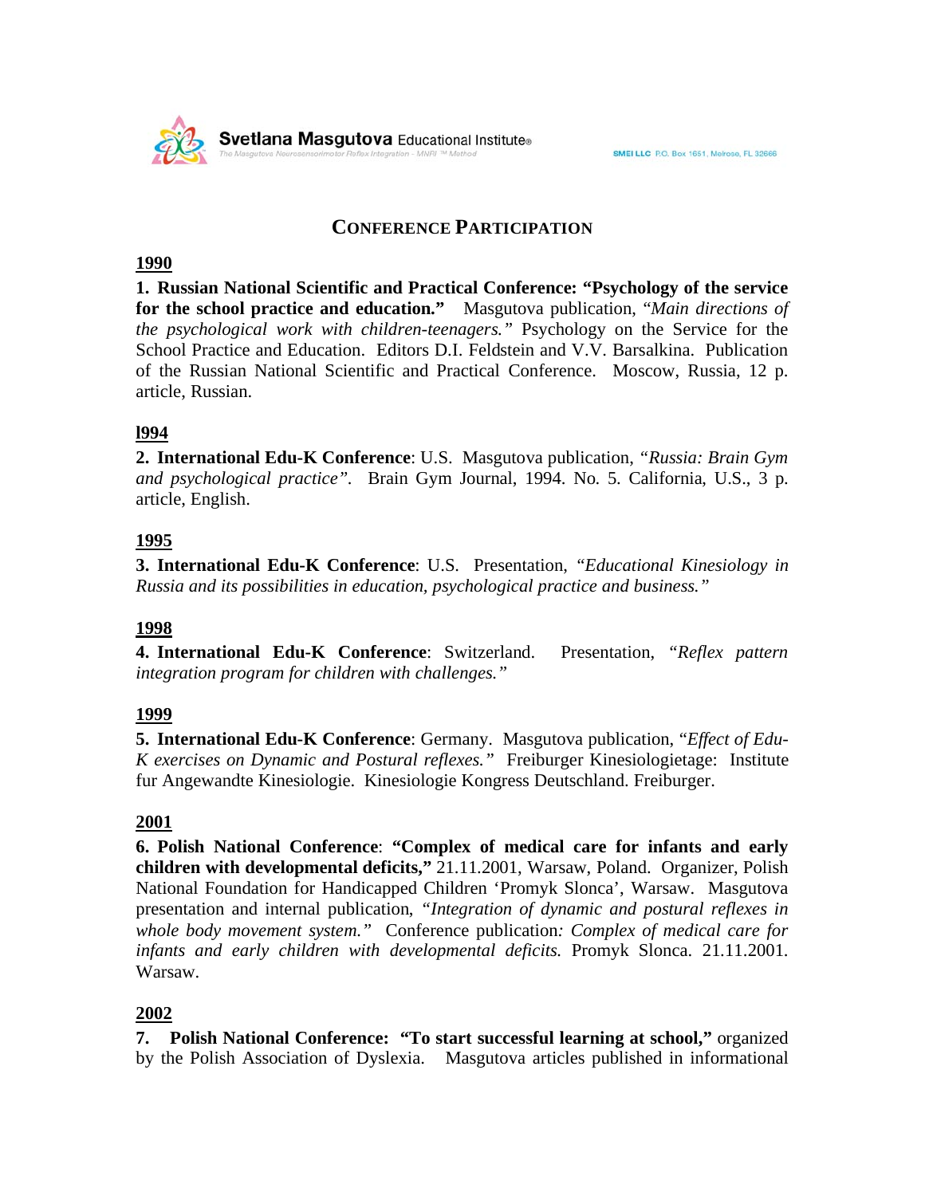## CONFERENCE PARTICIPATION

**1990**

**1. Russian National Scientific and Practical Conference: "Psychology of the service for the school practice and education."** Masgutova publication, "*Main directions of the psychological work with children-teenagers.*" Psychology on the Service for the School Practice and Education. Editors D.I. Feldstein and V.V. Barsalkina. Publication of the Russian National Scientific and Practical Conference. Moscow, Russia, 12 p. article, Russian.

**l994**

**2. International Edu-K Conference**: U.S. Masgutova publication, "*Russia: Brain Gym and psychological practice*". Brain Gym Journal, 1994. No. 5. California, U.S., 3 p. article, English.

**1995**

**3. International Edu-K Conference**: U.S. Presentation, "*Educational Kinesiology in Russia and its possibilities in education, psychological practice and business.*"

**1998**

**4. International Edu-K Conference**: Switzerland. Presentation, "*Reflex pattern integration program for children with challenges.*"

**1999**

**5. International Edu-K Conference**: Germany. Masgutova publication, "*Effect of Edu-K exercises on Dynamic and Postural reflexes.*" Freiburger Kinesiologietage: Institute fur Angewandte Kinesiologie. Kinesiologie Kongress Deutschland. Freiburger.

**2001**

**6. Polish National Conference**: **"Complex of medical care for infants and early children with developmental deficits,"** 21.11.2001, Warsaw, Poland. Organizer, Polish National Foundation for Handicapped Children 'Promyk Slonca', Warsaw. Masgutova presentation and internal publication, "*Integration of dynamic and postural reflexes in whole body movement system.*" Conference publication*: Complex of medical care for infants and early children with developmental deficits.* Promyk Slonca. 21.11.2001. Warsaw.

**2002**

**7. Polish National Conference: "To start successful learning at school,"** organized by the Polish Association of Dyslexia. Masgutova articles published in informational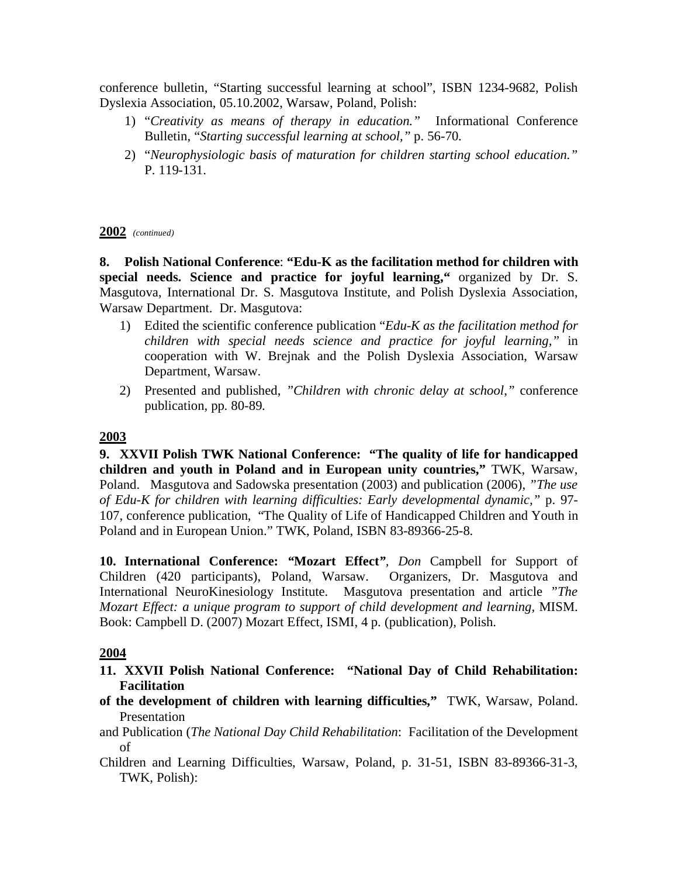conference bulletin, "Starting successful learning at school", ISBN 1234-9682, Polish Dyslexia Association, 05.10.2002, Warsaw, Poland, Polish:

1) "*Creativity as means of therapy in education.*" Informational Conference Bulletin, "*Starting successful learning at school,*" p. 56-70.
2) "*Neurophysiologic basis of maturation for children starting school education.*" P. 119-131.

**2002** *(continued)*

**8. Polish National Conference**: **"Edu-K as the facilitation method for children with special needs. Science and practice for joyful learning,"** organized by Dr. S. Masgutova, International Dr. S. Masgutova Institute, and Polish Dyslexia Association, Warsaw Department. Dr. Masgutova:

1) Edited the scientific conference publication "*Edu-K as the facilitation method for children with special needs science and practice for joyful learning,*" in cooperation with W. Brejnak and the Polish Dyslexia Association, Warsaw Department, Warsaw.
2) Presented and published, *"Children with chronic delay at school,"* conference publication, pp. 80-89.

**2003**

**9. XXVII Polish TWK National Conference: "The quality of life for handicapped children and youth in Poland and in European unity countries,"** TWK, Warsaw, Poland. Masgutova and Sadowska presentation (2003) and publication (2006), *"The use of Edu-K for children with learning difficulties: Early developmental dynamic,"* p. 97-107, conference publication, "The Quality of Life of Handicapped Children and Youth in Poland and in European Union." TWK, Poland, ISBN 83-89366-25-8.

**10. International Conference: "Mozart Effect"**, *Don* Campbell for Support of Children (420 participants), Poland, Warsaw. Organizers, Dr. Masgutova and International NeuroKinesiology Institute. Masgutova presentation and article *"The Mozart Effect: a unique program to support of child development and learning,* MISM. Book: Campbell D. (2007) Mozart Effect, ISMI, 4 p. (publication), Polish.

**2004**

**11. XXVII Polish National Conference: "National Day of Child Rehabilitation: Facilitation of the development of children with learning difficulties,"** TWK, Warsaw, Poland. Presentation and Publication (*The National Day Child Rehabilitation*: Facilitation of the Development of Children and Learning Difficulties, Warsaw, Poland, p. 31-51, ISBN 83-89366-31-3, TWK, Polish):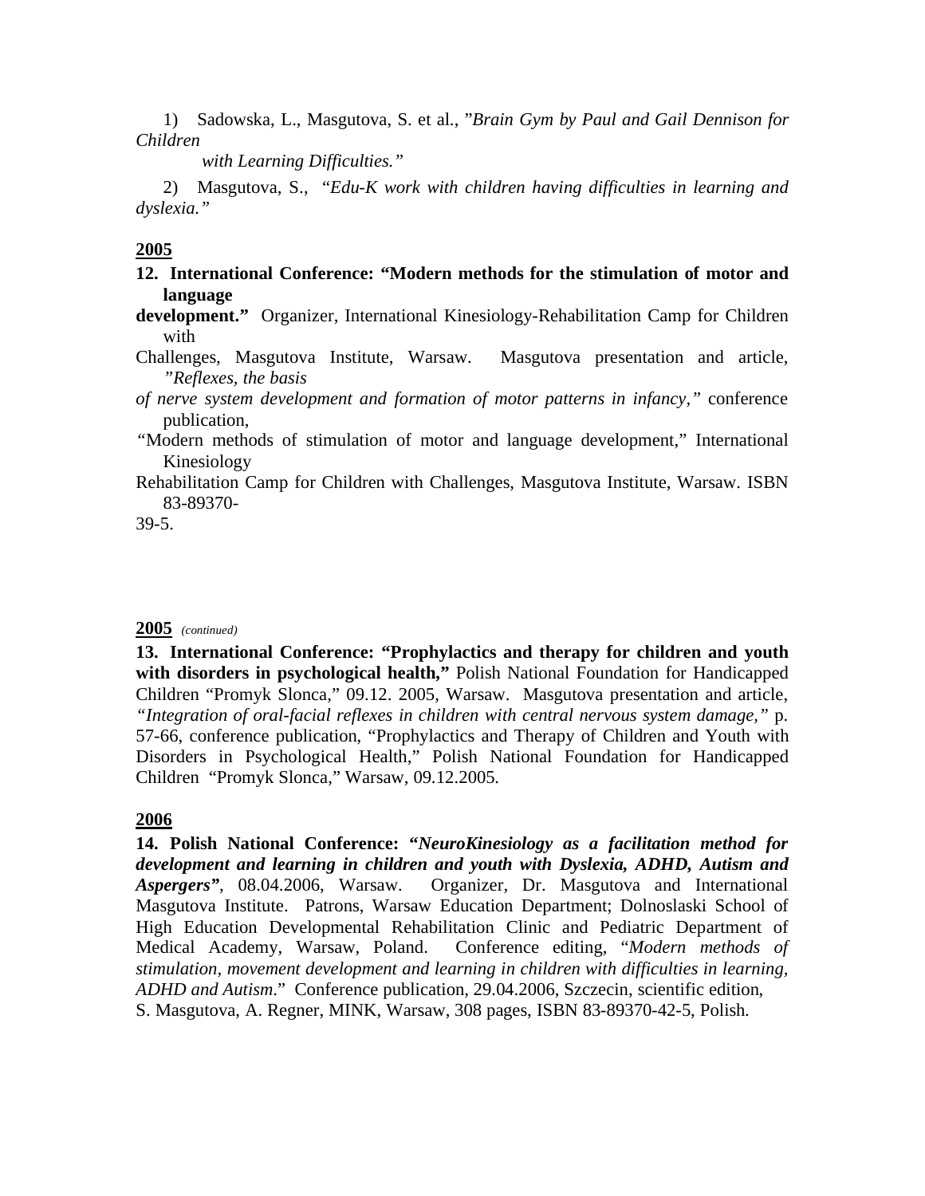1) Sadowska, L., Masgutova, S. et al., *"Brain Gym by Paul and Gail Dennison for Children with Learning Difficulties."*

2) Masgutova, S., *"Edu-K work with children having difficulties in learning and dyslexia."*

**2005**

**12. International Conference: "Modern methods for the stimulation of motor and language development."** Organizer, International Kinesiology-Rehabilitation Camp for Children with Challenges, Masgutova Institute, Warsaw. Masgutova presentation and article, *"Reflexes, the basis of nerve system development and formation of motor patterns in infancy,"* conference publication, "Modern methods of stimulation of motor and language development," International Kinesiology Rehabilitation Camp for Children with Challenges, Masgutova Institute, Warsaw. ISBN 83-89370-39-5.

**2005** *(continued)*

**13. International Conference: "Prophylactics and therapy for children and youth with disorders in psychological health,"** Polish National Foundation for Handicapped Children "Promyk Slonca," 09.12. 2005, Warsaw. Masgutova presentation and article, *"Integration of oral-facial reflexes in children with central nervous system damage,"* p. 57-66, conference publication, "Prophylactics and Therapy of Children and Youth with Disorders in Psychological Health," Polish National Foundation for Handicapped Children "Promyk Slonca," Warsaw, 09.12.2005.

**2006**

**14. Polish National Conference: "*NeuroKinesiology as a facilitation method for development and learning in children and youth with Dyslexia, ADHD, Autism and Aspergers*"**, 08.04.2006, Warsaw. Organizer, Dr. Masgutova and International Masgutova Institute. Patrons, Warsaw Education Department; Dolnoslaski School of High Education Developmental Rehabilitation Clinic and Pediatric Department of Medical Academy, Warsaw, Poland. Conference editing, "*Modern methods of stimulation, movement development and learning in children with difficulties in learning, ADHD and Autism*." Conference publication, 29.04.2006, Szczecin, scientific edition, S. Masgutova, A. Regner, MINK, Warsaw, 308 pages, ISBN 83-89370-42-5, Polish.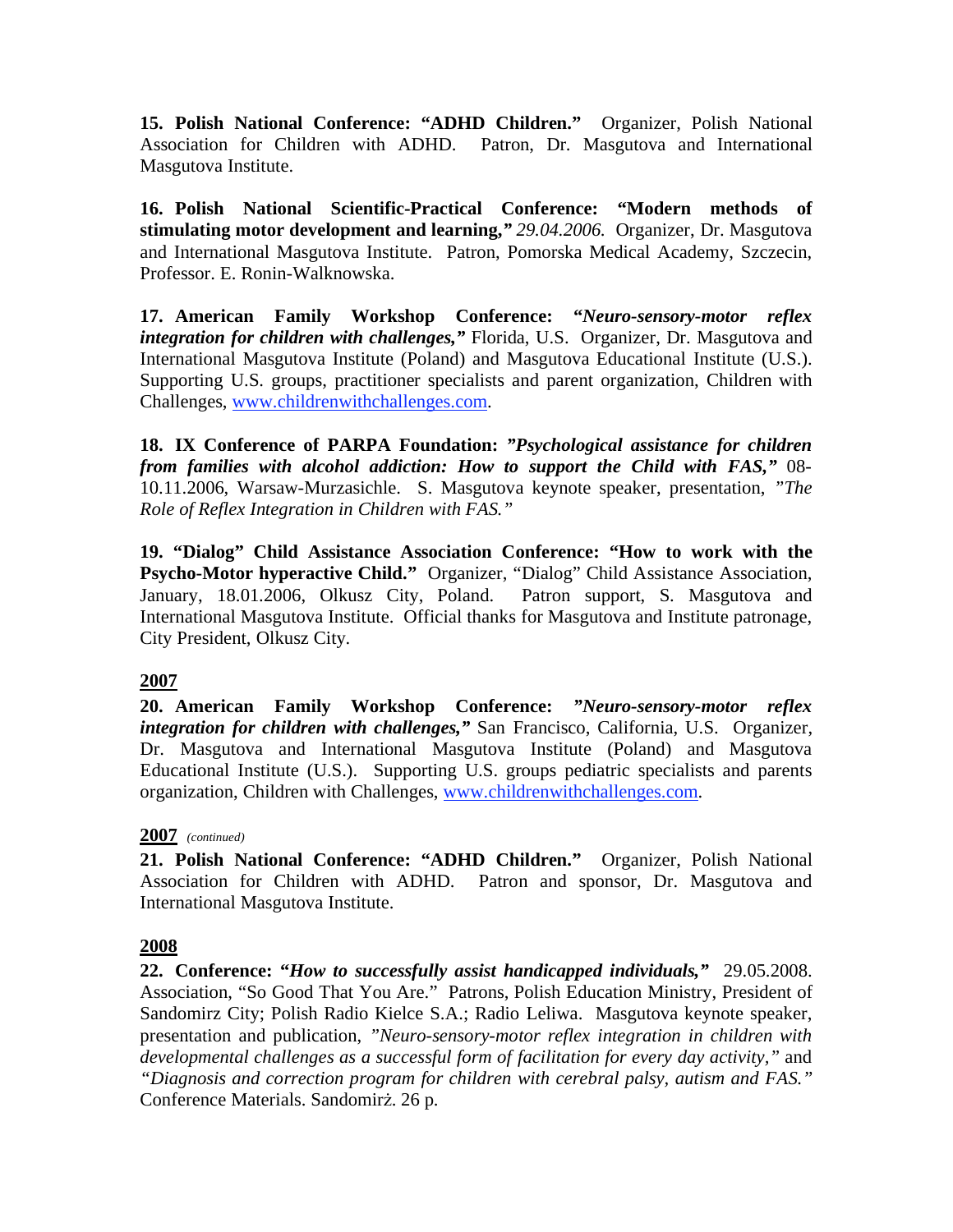**15. Polish National Conference: "ADHD Children."** Organizer, Polish National Association for Children with ADHD. Patron, Dr. Masgutova and International Masgutova Institute.

**16. Polish National Scientific-Practical Conference: "Modern methods of stimulating motor development and learning,"** *29.04.2006.* Organizer, Dr. Masgutova and International Masgutova Institute. Patron, Pomorska Medical Academy, Szczecin, Professor. E. Ronin-Walknowska.

**17. American Family Workshop Conference: *"Neuro-sensory-motor reflex integration for children with challenges,"*** Florida, U.S. Organizer, Dr. Masgutova and International Masgutova Institute (Poland) and Masgutova Educational Institute (U.S.). Supporting U.S. groups, practitioner specialists and parent organization, Children with Challenges, www.childrenwithchallenges.com.

**18. IX Conference of PARPA Foundation: *"Psychological assistance for children from families with alcohol addiction: How to support the Child with FAS,"*** 08-10.11.2006, Warsaw-Murzasichle. S. Masgutova keynote speaker, presentation, *"The Role of Reflex Integration in Children with FAS."*

**19. "Dialog" Child Assistance Association Conference: "How to work with the Psycho-Motor hyperactive Child."** Organizer, "Dialog" Child Assistance Association, January, 18.01.2006, Olkusz City, Poland. Patron support, S. Masgutova and International Masgutova Institute. Official thanks for Masgutova and Institute patronage, City President, Olkusz City.

**2007**

**20. American Family Workshop Conference: *"Neuro-sensory-motor reflex integration for children with challenges,"*** San Francisco, California, U.S. Organizer, Dr. Masgutova and International Masgutova Institute (Poland) and Masgutova Educational Institute (U.S.). Supporting U.S. groups pediatric specialists and parents organization, Children with Challenges, www.childrenwithchallenges.com.

**2007** *(continued)*

**21. Polish National Conference: "ADHD Children."** Organizer, Polish National Association for Children with ADHD. Patron and sponsor, Dr. Masgutova and International Masgutova Institute.

**2008**

**22. Conference: "*How to successfully assist handicapped individuals,*"** 29.05.2008. Association, "So Good That You Are." Patrons, Polish Education Ministry, President of Sandomirz City; Polish Radio Kielce S.A.; Radio Leliwa. Masgutova keynote speaker, presentation and publication, *"Neuro-sensory-motor reflex integration in children with developmental challenges as a successful form of facilitation for every day activity,"* and *"Diagnosis and correction program for children with cerebral palsy, autism and FAS."* Conference Materials. Sandomirż. 26 p.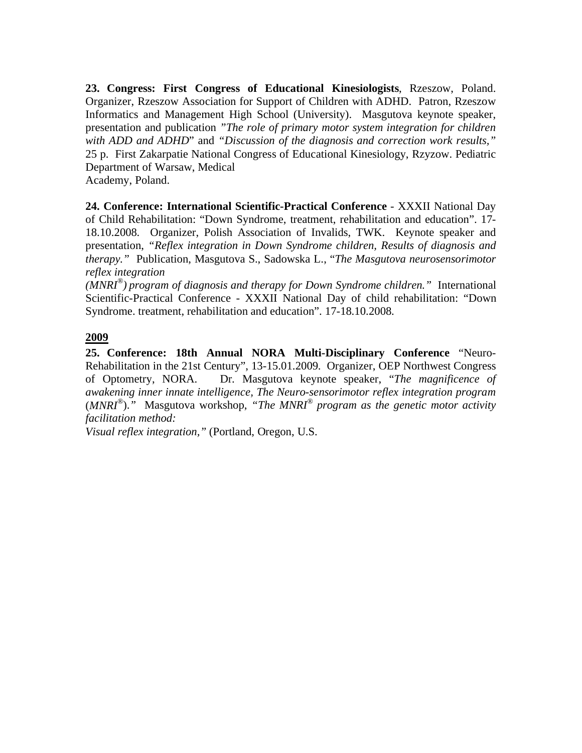**23. Congress: First Congress of Educational Kinesiologists**, Rzeszow, Poland. Organizer, Rzeszow Association for Support of Children with ADHD. Patron, Rzeszow Informatics and Management High School (University). Masgutova keynote speaker, presentation and publication *"The role of primary motor system integration for children with ADD and ADHD*" and *"Discussion of the diagnosis and correction work results,"* 25 p. First Zakarpatie National Congress of Educational Kinesiology, Rzyzow. Pediatric Department of Warsaw, Medical
Academy, Poland.

**24. Conference: International Scientific-Practical Conference** - XXXII National Day of Child Rehabilitation: "Down Syndrome, treatment, rehabilitation and education". 17-18.10.2008. Organizer, Polish Association of Invalids, TWK. Keynote speaker and presentation, "*Reflex integration in Down Syndrome children, Results of diagnosis and therapy."* Publication, Masgutova S., Sadowska L., "*The Masgutova neurosensorimotor reflex integration*
*(MNRI®) program of diagnosis and therapy for Down Syndrome children."* International Scientific-Practical Conference - XXXII National Day of child rehabilitation: "Down Syndrome. treatment, rehabilitation and education". 17-18.10.2008.

## 2009

**25. Conference: 18th Annual NORA Multi-Disciplinary Conference** "Neuro-Rehabilitation in the 21st Century", 13-15.01.2009. Organizer, OEP Northwest Congress of Optometry, NORA. Dr. Masgutova keynote speaker, "*The magnificence of awakening inner innate intelligence, The Neuro-sensorimotor reflex integration program* (*MNRI®*)*."* Masgutova workshop, *"The MNRI® program as the genetic motor activity facilitation method:*
*Visual reflex integration,"* (Portland, Oregon, U.S.